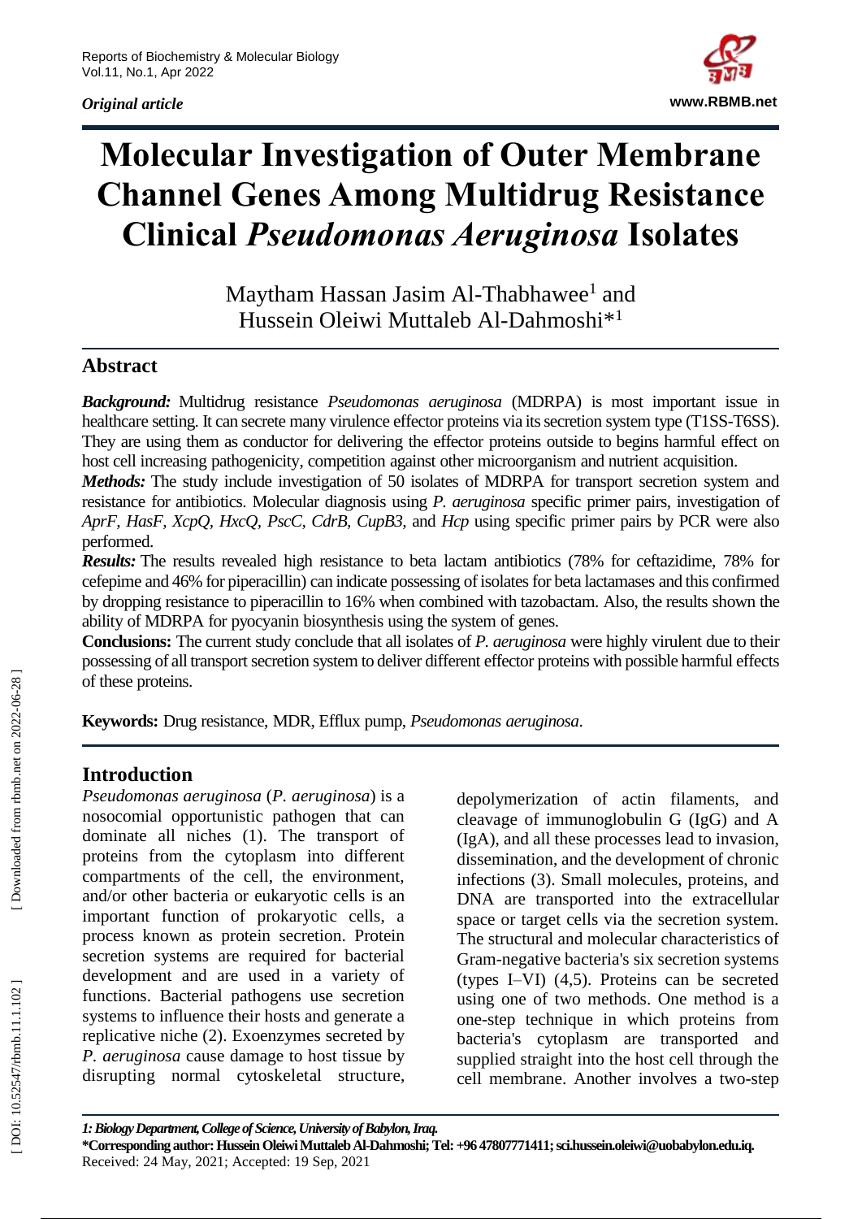*Original article*

# Molecular Investigation of Outer Membrane Channel Genes Among Multidrug Resistance Clinical *Pseudomonas Aeruginosa* Isolates

Maytham Hassan Jasim Al-Thabhawee[1] and Hussein Oleiwi Muttaleb Al-Dahmoshi*[1]

## Abstract

***Background:*** Multidrug resistance *Pseudomonas aeruginosa* (MDRPA) is most important issue in healthcare setting. It can secrete many virulence effector proteins via its secretion system type (T1SS-T6SS). They are using them as conductor for delivering the effector proteins outside to begins harmful effect on host cell increasing pathogenicity, competition against other microorganism and nutrient acquisition.

***Methods:*** The study include investigation of 50 isolates of MDRPA for transport secretion system and resistance for antibiotics. Molecular diagnosis using *P. aeruginosa* specific primer pairs, investigation of *AprF, HasF, XcpQ, HxcQ, PscC, CdrB, CupB3,* and *Hcp* using specific primer pairs by PCR were also performed.

***Results:*** The results revealed high resistance to beta lactam antibiotics (78% for ceftazidime, 78% for cefepime and 46% for piperacillin) can indicate possessing of isolates for beta lactamases and this confirmed by dropping resistance to piperacillin to 16% when combined with tazobactam. Also, the results shown the ability of MDRPA for pyocyanin biosynthesis using the system of genes.

**Conclusions:** The current study conclude that all isolates of *P. aeruginosa* were highly virulent due to their possessing of all transport secretion system to deliver different effector proteins with possible harmful effects of these proteins.

**Keywords:** Drug resistance, MDR, Efflux pump, *Pseudomonas aeruginosa*.

## Introduction

*Pseudomonas aeruginosa* (*P. aeruginosa*) is a nosocomial opportunistic pathogen that can dominate all niches (1). The transport of proteins from the cytoplasm into different compartments of the cell, the environment, and/or other bacteria or eukaryotic cells is an important function of prokaryotic cells, a process known as protein secretion. Protein secretion systems are required for bacterial development and are used in a variety of functions. Bacterial pathogens use secretion systems to influence their hosts and generate a replicative niche (2). Exoenzymes secreted by *P. aeruginosa* cause damage to host tissue by disrupting normal cytoskeletal structure, depolymerization of actin filaments, and cleavage of immunoglobulin G (IgG) and A (IgA), and all these processes lead to invasion, dissemination, and the development of chronic infections (3). Small molecules, proteins, and DNA are transported into the extracellular space or target cells via the secretion system. The structural and molecular characteristics of Gram-negative bacteria's six secretion systems (types I–VI) (4,5). Proteins can be secreted using one of two methods. One method is a one-step technique in which proteins from bacteria's cytoplasm are transported and supplied straight into the host cell through the cell membrane. Another involves a two-step

*1: Biology Department, College of Science, University of Babylon, Iraq.*

**\*Corresponding author: Hussein Oleiwi Muttaleb Al-Dahmoshi; Tel: +96 47807771411; sci.hussein.oleiwi@uobabylon.edu.iq.**

Received: 24 May, 2021; Accepted: 19 Sep, 2021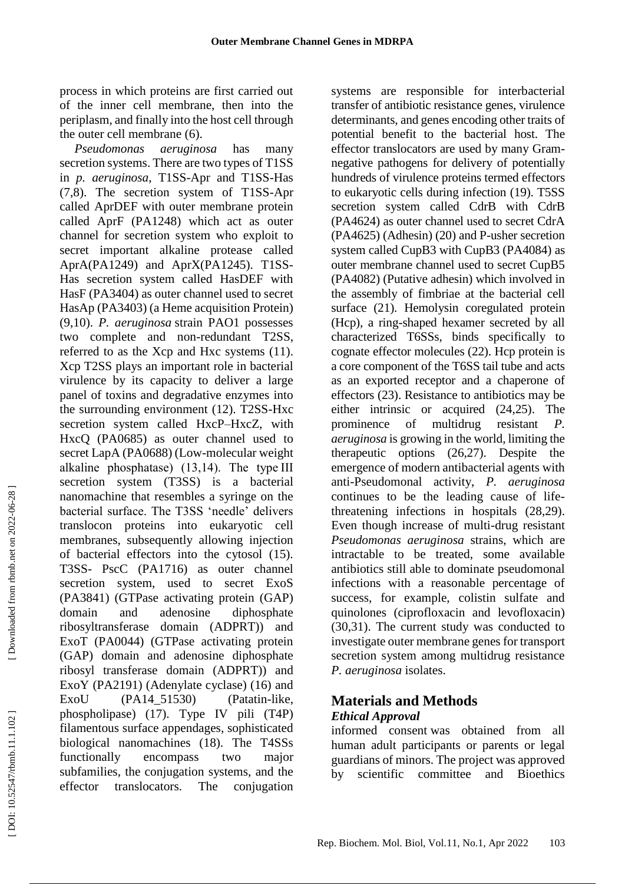process in which proteins are first carried out of the inner cell membrane, then into the periplasm, and finally into the host cell through the outer cell membrane (6).

*Pseudomonas aeruginosa* has many secretion systems. There are two types of T1SS in *p. aeruginosa*, T1SS-Apr and T1SS-Has (7,8). The secretion system of T1SS-Apr called AprDEF with outer membrane protein called AprF (PA1248) which act as outer channel for secretion system who exploit to secret important alkaline protease called AprA(PA1249) and AprX(PA1245). T1SS-Has secretion system called HasDEF with HasF (PA3404) as outer channel used to secret HasAp (PA3403) (a Heme acquisition Protein) (9,10). *P. aeruginosa* strain PAO1 possesses two complete and non-redundant T2SS, referred to as the Xcp and Hxc systems (11). Xcp T2SS plays an important role in bacterial virulence by its capacity to deliver a large panel of toxins and degradative enzymes into the surrounding environment (12). T2SS-Hxc secretion system called HxcP–HxcZ, with HxcQ (PA0685) as outer channel used to secret LapA (PA0688) (Low-molecular weight alkaline phosphatase) (13,14). The type III secretion system (T3SS) is a bacterial nanomachine that resembles a syringe on the bacterial surface. The T3SS 'needle' delivers translocon proteins into eukaryotic cell membranes, subsequently allowing injection of bacterial effectors into the cytosol (15). T3SS- PscC (PA1716) as outer channel secretion system, used to secret ExoS (PA3841) (GTPase activating protein (GAP) domain and adenosine diphosphate ribosyltransferase domain (ADPRT)) and ExoT (PA0044) (GTPase activating protein (GAP) domain and adenosine diphosphate ribosyl transferase domain (ADPRT)) and ExoY (PA2191) (Adenylate cyclase) (16) and ExoU (PA14_51530) (Patatin-like, phospholipase) (17). Type IV pili (T4P) filamentous surface appendages, sophisticated biological nanomachines (18). The T4SSs functionally encompass two major subfamilies, the conjugation systems, and the effector translocators. The conjugation systems are responsible for interbacterial transfer of antibiotic resistance genes, virulence determinants, and genes encoding other traits of potential benefit to the bacterial host. The effector translocators are used by many Gram-negative pathogens for delivery of potentially hundreds of virulence proteins termed effectors to eukaryotic cells during infection (19). T5SS secretion system called CdrB with CdrB (PA4624) as outer channel used to secret CdrA (PA4625) (Adhesin) (20) and P-usher secretion system called CupB3 with CupB3 (PA4084) as outer membrane channel used to secret CupB5 (PA4082) (Putative adhesin) which involved in the assembly of fimbriae at the bacterial cell surface (21). Hemolysin coregulated protein (Hcp), a ring-shaped hexamer secreted by all characterized T6SSs, binds specifically to cognate effector molecules (22). Hcp protein is a core component of the T6SS tail tube and acts as an exported receptor and a chaperone of effectors (23). Resistance to antibiotics may be either intrinsic or acquired (24,25). The prominence of multidrug resistant *P. aeruginosa* is growing in the world, limiting the therapeutic options (26,27). Despite the emergence of modern antibacterial agents with anti-Pseudomonal activity, *P. aeruginosa* continues to be the leading cause of life-threatening infections in hospitals (28,29). Even though increase of multi-drug resistant *Pseudomonas aeruginosa* strains, which are intractable to be treated, some available antibiotics still able to dominate pseudomonal infections with a reasonable percentage of success, for example, colistin sulfate and quinolones (ciprofloxacin and levofloxacin) (30,31). The current study was conducted to investigate outer membrane genes for transport secretion system among multidrug resistance *P. aeruginosa* isolates.

## Materials and Methods

### *Ethical Approval*

informed consent was obtained from all human adult participants or parents or legal guardians of minors. The project was approved by scientific committee and Bioethics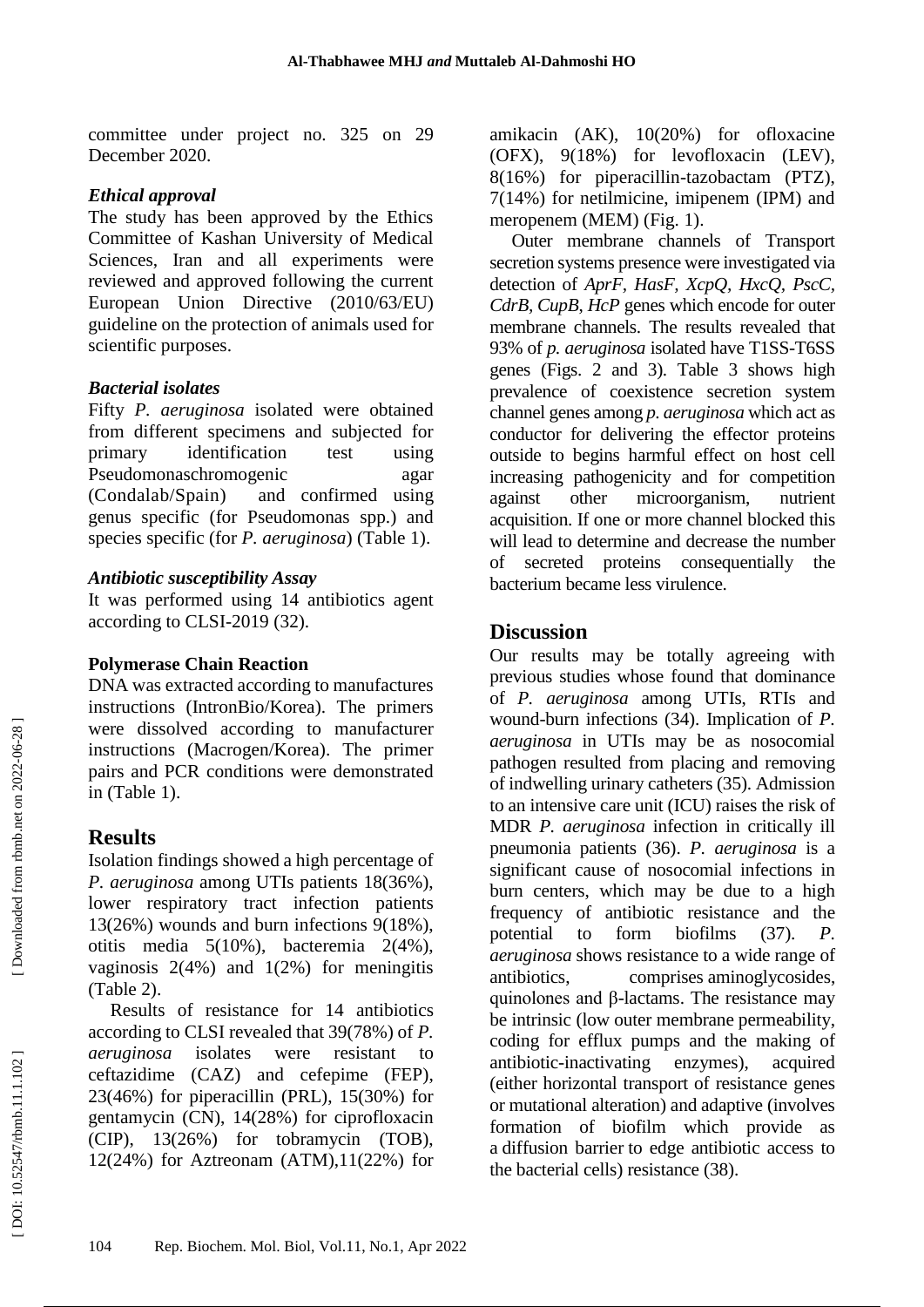committee under project no. 325 on 29 December 2020.

### *Ethical approval*

The study has been approved by the Ethics Committee of Kashan University of Medical Sciences, Iran and all experiments were reviewed and approved following the current European Union Directive (2010/63/EU) guideline on the protection of animals used for scientific purposes.

### *Bacterial isolates*

Fifty *P. aeruginosa* isolated were obtained from different specimens and subjected for primary identification test using Pseudomonaschromogenic agar (Condalab/Spain) and confirmed using genus specific (for Pseudomonas spp.) and species specific (for *P. aeruginosa*) (Table 1).

### *Antibiotic susceptibility Assay*

It was performed using 14 antibiotics agent according to CLSI-2019 (32).

### **Polymerase Chain Reaction**

DNA was extracted according to manufactures instructions (IntronBio/Korea). The primers were dissolved according to manufacturer instructions (Macrogen/Korea). The primer pairs and PCR conditions were demonstrated in (Table 1).

## Results

Isolation findings showed a high percentage of *P. aeruginosa* among UTIs patients 18(36%), lower respiratory tract infection patients 13(26%) wounds and burn infections 9(18%), otitis media 5(10%), bacteremia 2(4%), vaginosis 2(4%) and 1(2%) for meningitis (Table 2).

Results of resistance for 14 antibiotics according to CLSI revealed that 39(78%) of *P. aeruginosa* isolates were resistant to ceftazidime (CAZ) and cefepime (FEP), 23(46%) for piperacillin (PRL), 15(30%) for gentamycin (CN), 14(28%) for ciprofloxacin (CIP), 13(26%) for tobramycin (TOB), 12(24%) for Aztreonam (ATM),11(22%) for amikacin (AK), 10(20%) for ofloxacine (OFX), 9(18%) for levofloxacin (LEV), 8(16%) for piperacillin-tazobactam (PTZ), 7(14%) for netilmicine, imipenem (IPM) and meropenem (MEM) (Fig. 1).

Outer membrane channels of Transport secretion systems presence were investigated via detection of *AprF, HasF, XcpQ, HxcQ, PscC, CdrB, CupB, HcP* genes which encode for outer membrane channels. The results revealed that 93% of *p. aeruginosa* isolated have T1SS-T6SS genes (Figs. 2 and 3). Table 3 shows high prevalence of coexistence secretion system channel genes among *p. aeruginosa* which act as conductor for delivering the effector proteins outside to begins harmful effect on host cell increasing pathogenicity and for competition against other microorganism, nutrient acquisition. If one or more channel blocked this will lead to determine and decrease the number of secreted proteins consequentially the bacterium became less virulence.

## Discussion

Our results may be totally agreeing with previous studies whose found that dominance of *P. aeruginosa* among UTIs, RTIs and wound-burn infections (34). Implication of *P. aeruginosa* in UTIs may be as nosocomial pathogen resulted from placing and removing of indwelling urinary catheters (35). Admission to an intensive care unit (ICU) raises the risk of MDR *P. aeruginosa* infection in critically ill pneumonia patients (36). *P. aeruginosa* is a significant cause of nosocomial infections in burn centers, which may be due to a high frequency of antibiotic resistance and the potential to form biofilms (37). *P. aeruginosa* shows resistance to a wide range of antibiotics, comprises aminoglycosides, quinolones and β-lactams. The resistance may be intrinsic (low outer membrane permeability, coding for efflux pumps and the making of antibiotic-inactivating enzymes), acquired (either horizontal transport of resistance genes or mutational alteration) and adaptive (involves formation of biofilm which provide as a diffusion barrier to edge antibiotic access to the bacterial cells) resistance (38).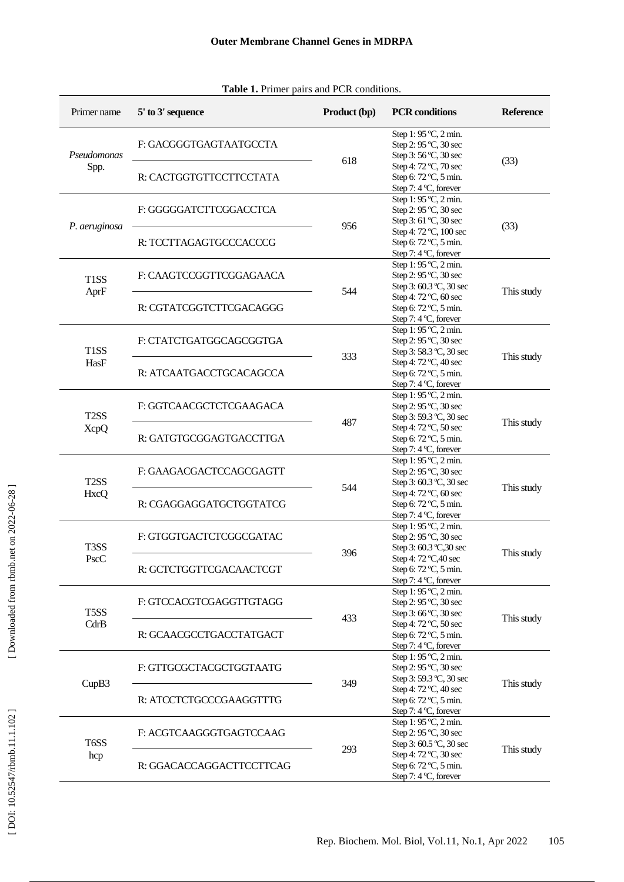**Table 1.** Primer pairs and PCR conditions.

| Primer name | 5' to 3' sequence | Product (bp) | PCR conditions | Reference |
|---|---|---|---|---|
| *Pseudomonas* Spp. | F: GACGGGTGAGTAATGCCTA<br>R: CACTGGTGTTCCTTCCTATA | 618 | Step 1: 95 ºC, 2 min.<br>Step 2: 95 ºC, 30 sec<br>Step 3: 56 ºC, 30 sec<br>Step 4: 72 ºC, 70 sec<br>Step 6: 72 ºC, 5 min.<br>Step 7: 4 ºC, forever | (33) |
| *P. aeruginosa* | F: GGGGGATCTTCGGACCTCA<br>R: TCCTTAGAGTGCCCACCCG | 956 | Step 1: 95 ºC, 2 min.<br>Step 2: 95 ºC, 30 sec<br>Step 3: 61 ºC, 30 sec<br>Step 4: 72 ºC, 100 sec<br>Step 6: 72 ºC, 5 min.<br>Step 7: 4 ºC, forever | (33) |
| T1SS AprF | F: CAAGTCCGGTTCGGAGAACA<br>R: CGTATCGGTCTTCGACAGGG | 544 | Step 1: 95 ºC, 2 min.<br>Step 2: 95 ºC, 30 sec<br>Step 3: 60.3 ºC, 30 sec<br>Step 4: 72 ºC, 60 sec<br>Step 6: 72 ºC, 5 min.<br>Step 7: 4 ºC, forever | This study |
| T1SS HasF | F: CTATCTGATGGCAGCGGTGA<br>R: ATCAATGACCTGCACAGCCA | 333 | Step 1: 95 ºC, 2 min.<br>Step 2: 95 ºC, 30 sec<br>Step 3: 58.3 ºC, 30 sec<br>Step 4: 72 ºC, 40 sec<br>Step 6: 72 ºC, 5 min.<br>Step 7: 4 ºC, forever | This study |
| T2SS XcpQ | F: GGTCAACGCTCTCGAAGACA<br>R: GATGTGCGGAGTGACCTTGA | 487 | Step 1: 95 ºC, 2 min.<br>Step 2: 95 ºC, 30 sec<br>Step 3: 59.3 ºC, 30 sec<br>Step 4: 72 ºC, 50 sec<br>Step 6: 72 ºC, 5 min.<br>Step 7: 4 ºC, forever | This study |
| T2SS HxcQ | F: GAAGACGACTCCAGCGAGTT<br>R: CGAGGAGGATGCTGGTATCG | 544 | Step 1: 95 ºC, 2 min.<br>Step 2: 95 ºC, 30 sec<br>Step 3: 60.3 ºC, 30 sec<br>Step 4: 72 ºC, 60 sec<br>Step 6: 72 ºC, 5 min.<br>Step 7: 4 ºC, forever | This study |
| T3SS PscC | F: GTGGTGACTCTCGGCGATAC<br>R: GCTCTGGTTCGACAACTCGT | 396 | Step 1: 95 ºC, 2 min.<br>Step 2: 95 ºC, 30 sec<br>Step 3: 60.3 ºC,30 sec<br>Step 4: 72 ºC,40 sec<br>Step 6: 72 ºC, 5 min.<br>Step 7: 4 ºC, forever | This study |
| T5SS CdrB | F: GTCCACGTCGAGGTTGTAGG<br>R: GCAACGCCTGACCTATGACT | 433 | Step 1: 95 ºC, 2 min.<br>Step 2: 95 ºC, 30 sec<br>Step 3: 66 ºC, 30 sec<br>Step 4: 72 ºC, 50 sec<br>Step 6: 72 ºC, 5 min.<br>Step 7: 4 ºC, forever | This study |
| CupB3 | F: GTTGCGCTACGCTGGTAATG<br>R: ATCCTCTGCCCGAAGGTTTG | 349 | Step 1: 95 ºC, 2 min.<br>Step 2: 95 ºC, 30 sec<br>Step 3: 59.3 ºC, 30 sec<br>Step 4: 72 ºC, 40 sec<br>Step 6: 72 ºC, 5 min.<br>Step 7: 4 ºC, forever | This study |
| T6SS hcp | F: ACGTCAAGGGTGAGTCCAAG<br>R: GGACACCAGGACTTCCTTCAG | 293 | Step 1: 95 ºC, 2 min.<br>Step 2: 95 ºC, 30 sec<br>Step 3: 60.5 ºC, 30 sec<br>Step 4: 72 ºC, 30 sec<br>Step 6: 72 ºC, 5 min.<br>Step 7: 4 ºC, forever | This study |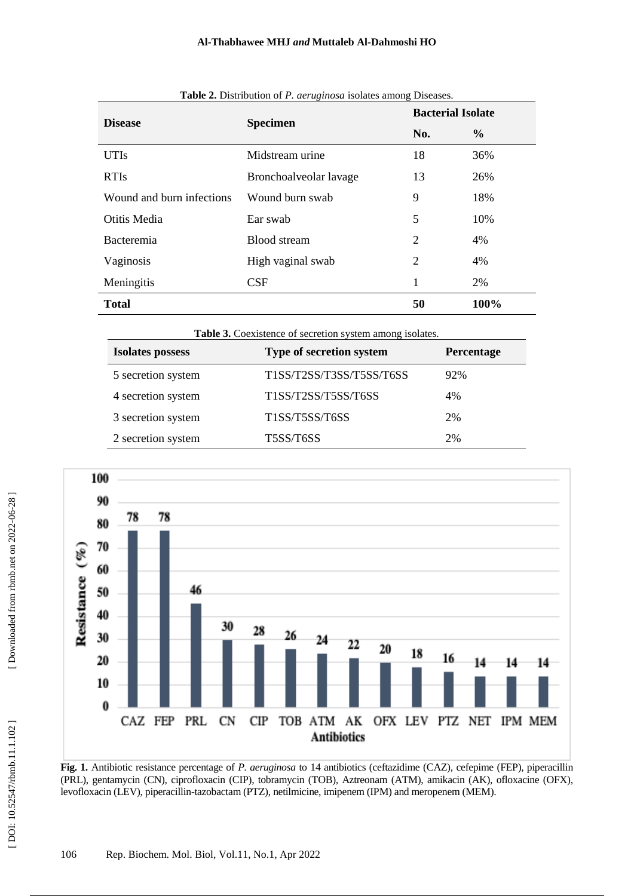**Table 2.** Distribution of *P. aeruginosa* isolates among Diseases.

| Disease | Specimen | Bacterial Isolate | |
|---|---|---|---|
| | | No. | % |
| UTIs | Midstream urine | 18 | 36% |
| RTIs | Bronchoalveolar lavage | 13 | 26% |
| Wound and burn infections | Wound burn swab | 9 | 18% |
| Otitis Media | Ear swab | 5 | 10% |
| Bacteremia | Blood stream | 2 | 4% |
| Vaginosis | High vaginal swab | 2 | 4% |
| Meningitis | CSF | 1 | 2% |
| **Total** | | **50** | **100%** |

**Table 3.** Coexistence of secretion system among isolates.

| Isolates possess | Type of secretion system | Percentage |
|---|---|---|
| 5 secretion system | T1SS/T2SS/T3SS/T5SS/T6SS | 92% |
| 4 secretion system | T1SS/T2SS/T5SS/T6SS | 4% |
| 3 secretion system | T1SS/T5SS/T6SS | 2% |
| 2 secretion system | T5SS/T6SS | 2% |

| Antibiotics | CAZ | FEP | PRL | CN | CIP | TOB | ATM | AK | OFX | LEV | PTZ | NET | IPM | MEM |
|---|---|---|---|---|---|---|---|---|---|---|---|---|---|---|
| Resistance (%) | 78 | 78 | 46 | 30 | 28 | 26 | 24 | 22 | 20 | 18 | 16 | 14 | 14 | 14 |

**Fig. 1.** Antibiotic resistance percentage of *P. aeruginosa* to 14 antibiotics (ceftazidime (CAZ), cefepime (FEP), piperacillin (PRL), gentamycin (CN), ciprofloxacin (CIP), tobramycin (TOB), Aztreonam (ATM), amikacin (AK), ofloxacine (OFX), levofloxacin (LEV), piperacillin-tazobactam (PTZ), netilmicine, imipenem (IPM) and meropenem (MEM).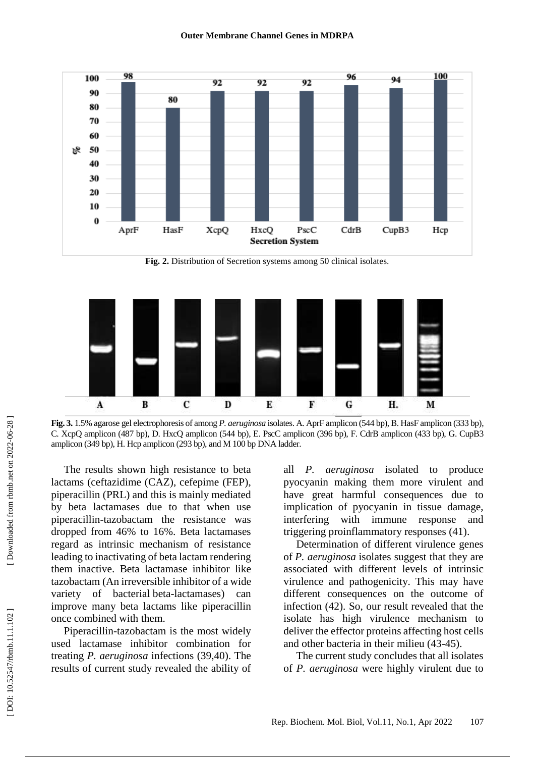Fig. 2. Distribution of Secretion systems among 50 clinical isolates.

**Fig. 3.** 1.5% agarose gel electrophoresis of among *P. aeruginosa* isolates. A. AprF amplicon (544 bp), B. HasF amplicon (333 bp), C. XcpQ amplicon (487 bp), D. HxcQ amplicon (544 bp), E. PscC amplicon (396 bp), F. CdrB amplicon (433 bp), G. CupB3 amplicon (349 bp), H. Hcp amplicon (293 bp), and M 100 bp DNA ladder.

The results shown high resistance to beta lactams (ceftazidime (CAZ), cefepime (FEP), piperacillin (PRL) and this is mainly mediated by beta lactamases due to that when use piperacillin-tazobactam the resistance was dropped from 46% to 16%. Beta lactamases regard as intrinsic mechanism of resistance leading to inactivating of beta lactam rendering them inactive. Beta lactamase inhibitor like tazobactam (An irreversible inhibitor of a wide variety of bacterial beta-lactamases) can improve many beta lactams like piperacillin once combined with them.

Piperacillin-tazobactam is the most widely used lactamase inhibitor combination for treating *P. aeruginosa* infections (39,40). The results of current study revealed the ability of all *P. aeruginosa* isolated to produce pyocyanin making them more virulent and have great harmful consequences due to implication of pyocyanin in tissue damage, interfering with immune response and triggering proinflammatory responses (41).

Determination of different virulence genes of *P. aeruginosa* isolates suggest that they are associated with different levels of intrinsic virulence and pathogenicity. This may have different consequences on the outcome of infection (42). So, our result revealed that the isolate has high virulence mechanism to deliver the effector proteins affecting host cells and other bacteria in their milieu (43-45).

The current study concludes that all isolates of *P. aeruginosa* were highly virulent due to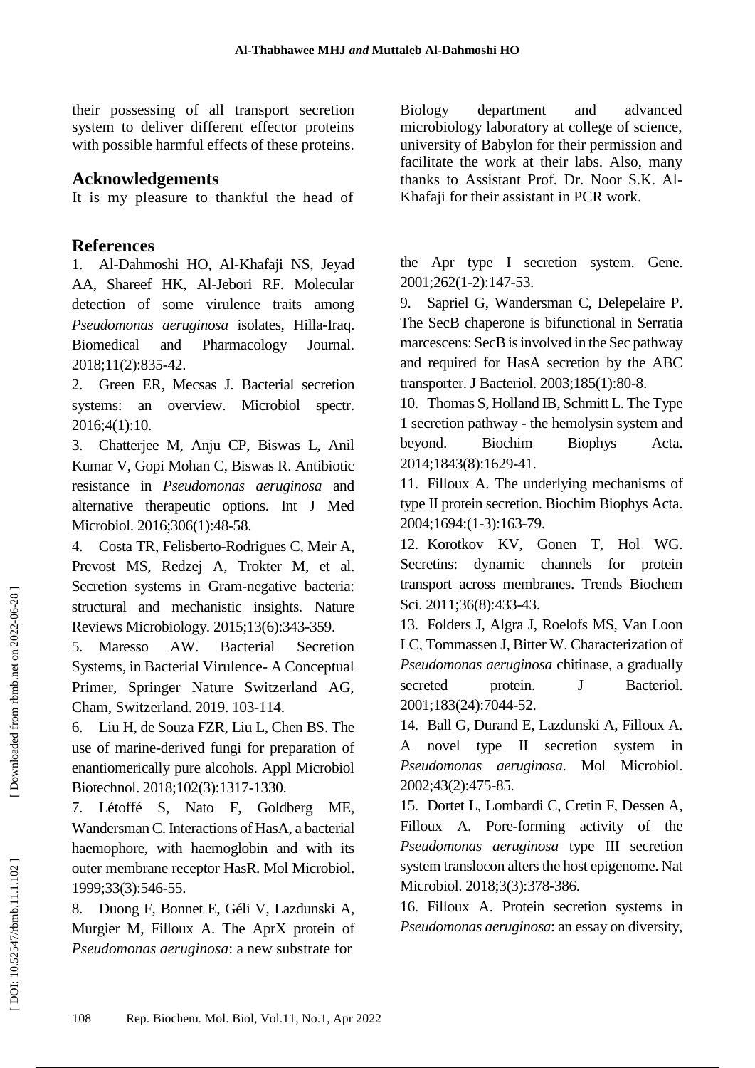their possessing of all transport secretion system to deliver different effector proteins with possible harmful effects of these proteins.

## Acknowledgements

It is my pleasure to thankful the head of Biology department and advanced microbiology laboratory at college of science, university of Babylon for their permission and facilitate the work at their labs. Also, many thanks to Assistant Prof. Dr. Noor S.K. Al-Khafaji for their assistant in PCR work.

## References

1. Al-Dahmoshi HO, Al-Khafaji NS, Jeyad AA, Shareef HK, Al-Jebori RF. Molecular detection of some virulence traits among *Pseudomonas aeruginosa* isolates, Hilla-Iraq. Biomedical and Pharmacology Journal. 2018;11(2):835-42.
2. Green ER, Mecsas J. Bacterial secretion systems: an overview. Microbiol spectr. 2016;4(1):10.
3. Chatterjee M, Anju CP, Biswas L, Anil Kumar V, Gopi Mohan C, Biswas R. Antibiotic resistance in *Pseudomonas aeruginosa* and alternative therapeutic options. Int J Med Microbiol. 2016;306(1):48-58.
4. Costa TR, Felisberto-Rodrigues C, Meir A, Prevost MS, Redzej A, Trokter M, et al. Secretion systems in Gram-negative bacteria: structural and mechanistic insights. Nature Reviews Microbiology. 2015;13(6):343-359.
5. Maresso AW. Bacterial Secretion Systems, in Bacterial Virulence- A Conceptual Primer, Springer Nature Switzerland AG, Cham, Switzerland. 2019. 103-114.
6. Liu H, de Souza FZR, Liu L, Chen BS. The use of marine-derived fungi for preparation of enantiomerically pure alcohols. Appl Microbiol Biotechnol. 2018;102(3):1317-1330.
7. Létoffé S, Nato F, Goldberg ME, Wandersman C. Interactions of HasA, a bacterial haemophore, with haemoglobin and with its outer membrane receptor HasR. Mol Microbiol. 1999;33(3):546-55.
8. Duong F, Bonnet E, Géli V, Lazdunski A, Murgier M, Filloux A. The AprX protein of *Pseudomonas aeruginosa*: a new substrate for the Apr type I secretion system. Gene. 2001;262(1-2):147-53.
9. Sapriel G, Wandersman C, Delepelaire P. The SecB chaperone is bifunctional in Serratia marcescens: SecB is involved in the Sec pathway and required for HasA secretion by the ABC transporter. J Bacteriol. 2003;185(1):80-8.
10. Thomas S, Holland IB, Schmitt L. The Type 1 secretion pathway - the hemolysin system and beyond. Biochim Biophys Acta. 2014;1843(8):1629-41.
11. Filloux A. The underlying mechanisms of type II protein secretion. Biochim Biophys Acta. 2004;1694:(1-3):163-79.
12. Korotkov KV, Gonen T, Hol WG. Secretins: dynamic channels for protein transport across membranes. Trends Biochem Sci. 2011;36(8):433-43.
13. Folders J, Algra J, Roelofs MS, Van Loon LC, Tommassen J, Bitter W. Characterization of *Pseudomonas aeruginosa* chitinase, a gradually secreted protein. J Bacteriol. 2001;183(24):7044-52.
14. Ball G, Durand E, Lazdunski A, Filloux A. A novel type II secretion system in *Pseudomonas aeruginosa*. Mol Microbiol. 2002;43(2):475-85.
15. Dortet L, Lombardi C, Cretin F, Dessen A, Filloux A. Pore-forming activity of the *Pseudomonas aeruginosa* type III secretion system translocon alters the host epigenome. Nat Microbiol. 2018;3(3):378-386.
16. Filloux A. Protein secretion systems in *Pseudomonas aeruginosa*: an essay on diversity,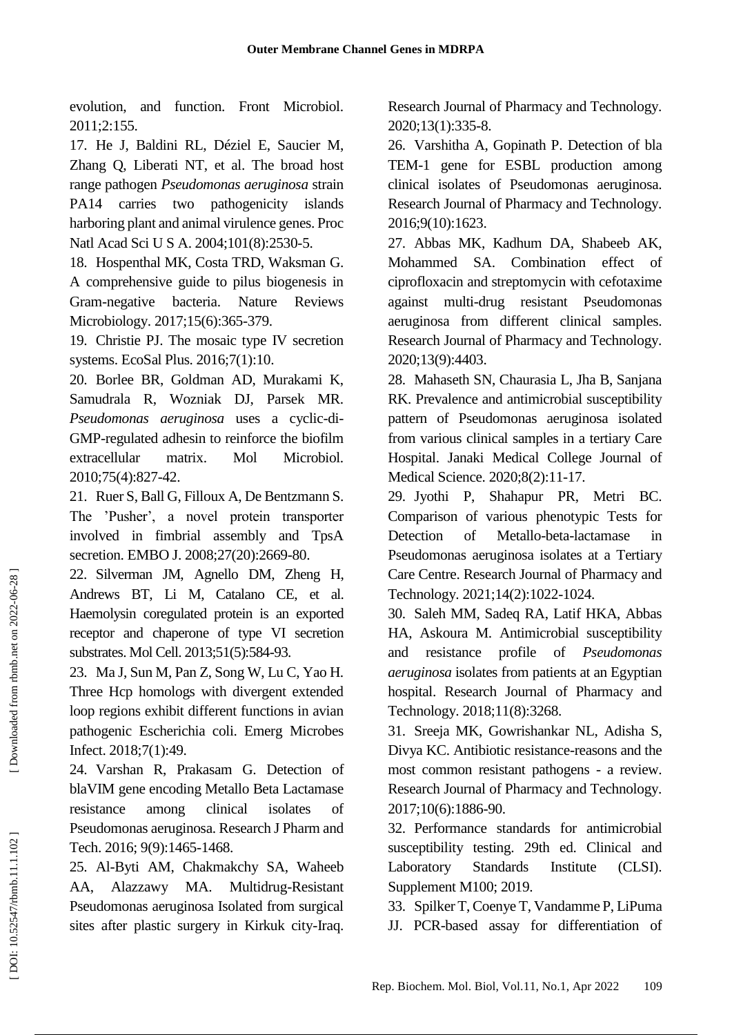evolution, and function. Front Microbiol. 2011;2:155.

17. He J, Baldini RL, Déziel E, Saucier M, Zhang Q, Liberati NT, et al. The broad host range pathogen *Pseudomonas aeruginosa* strain PA14 carries two pathogenicity islands harboring plant and animal virulence genes. Proc Natl Acad Sci U S A. 2004;101(8):2530-5.

18. Hospenthal MK, Costa TRD, Waksman G. A comprehensive guide to pilus biogenesis in Gram-negative bacteria. Nature Reviews Microbiology. 2017;15(6):365-379.

19. Christie PJ. The mosaic type IV secretion systems. EcoSal Plus. 2016;7(1):10.

20. Borlee BR, Goldman AD, Murakami K, Samudrala R, Wozniak DJ, Parsek MR. *Pseudomonas aeruginosa* uses a cyclic-di-GMP-regulated adhesin to reinforce the biofilm extracellular matrix. Mol Microbiol. 2010;75(4):827-42.

21. Ruer S, Ball G, Filloux A, De Bentzmann S. The 'Pusher', a novel protein transporter involved in fimbrial assembly and TpsA secretion. EMBO J. 2008;27(20):2669-80.

22. Silverman JM, Agnello DM, Zheng H, Andrews BT, Li M, Catalano CE, et al. Haemolysin coregulated protein is an exported receptor and chaperone of type VI secretion substrates. Mol Cell. 2013;51(5):584-93.

23. Ma J, Sun M, Pan Z, Song W, Lu C, Yao H. Three Hcp homologs with divergent extended loop regions exhibit different functions in avian pathogenic Escherichia coli. Emerg Microbes Infect. 2018;7(1):49.

24. Varshan R, Prakasam G. Detection of blaVIM gene encoding Metallo Beta Lactamase resistance among clinical isolates of Pseudomonas aeruginosa. Research J Pharm and Tech. 2016; 9(9):1465-1468.

25. Al-Byti AM, Chakmakchy SA, Waheeb AA, Alazzawy MA. Multidrug-Resistant Pseudomonas aeruginosa Isolated from surgical sites after plastic surgery in Kirkuk city-Iraq. Research Journal of Pharmacy and Technology. 2020;13(1):335-8.

26. Varshitha A, Gopinath P. Detection of bla TEM-1 gene for ESBL production among clinical isolates of Pseudomonas aeruginosa. Research Journal of Pharmacy and Technology. 2016;9(10):1623.

27. Abbas MK, Kadhum DA, Shabeeb AK, Mohammed SA. Combination effect of ciprofloxacin and streptomycin with cefotaxime against multi-drug resistant Pseudomonas aeruginosa from different clinical samples. Research Journal of Pharmacy and Technology. 2020;13(9):4403.

28. Mahaseth SN, Chaurasia L, Jha B, Sanjana RK. Prevalence and antimicrobial susceptibility pattern of Pseudomonas aeruginosa isolated from various clinical samples in a tertiary Care Hospital. Janaki Medical College Journal of Medical Science. 2020;8(2):11-17.

29. Jyothi P, Shahapur PR, Metri BC. Comparison of various phenotypic Tests for Detection of Metallo-beta-lactamase in Pseudomonas aeruginosa isolates at a Tertiary Care Centre. Research Journal of Pharmacy and Technology. 2021;14(2):1022-1024.

30. Saleh MM, Sadeq RA, Latif HKA, Abbas HA, Askoura M. Antimicrobial susceptibility and resistance profile of *Pseudomonas aeruginosa* isolates from patients at an Egyptian hospital. Research Journal of Pharmacy and Technology. 2018;11(8):3268.

31. Sreeja MK, Gowrishankar NL, Adisha S, Divya KC. Antibiotic resistance-reasons and the most common resistant pathogens - a review. Research Journal of Pharmacy and Technology. 2017;10(6):1886-90.

32. Performance standards for antimicrobial susceptibility testing. 29th ed. Clinical and Laboratory Standards Institute (CLSI). Supplement M100; 2019.

33. Spilker T, Coenye T, Vandamme P, LiPuma JJ. PCR-based assay for differentiation of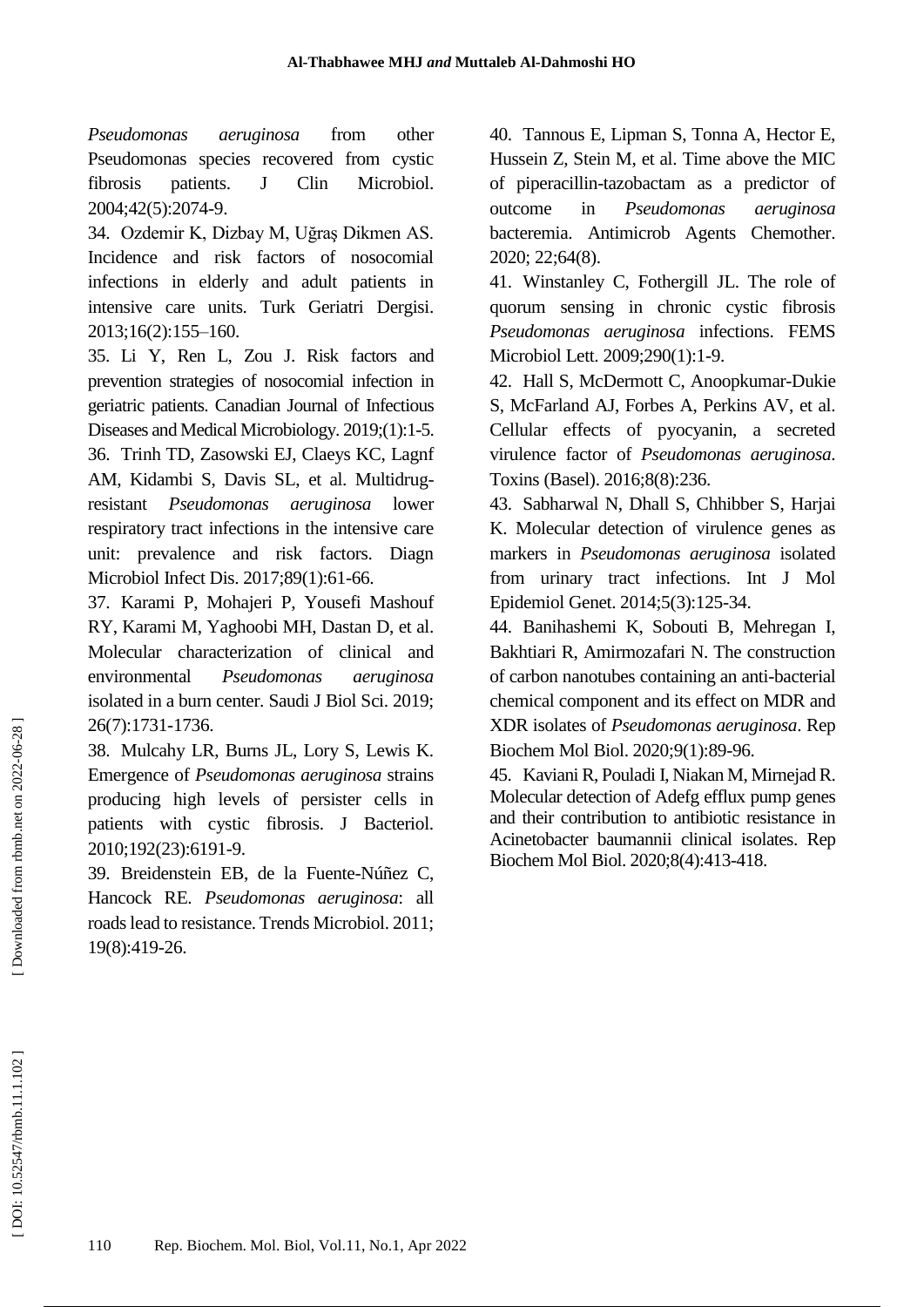*Pseudomonas aeruginosa* from other Pseudomonas species recovered from cystic fibrosis patients. J Clin Microbiol. 2004;42(5):2074-9.

34. Ozdemir K, Dizbay M, Uğraş Dikmen AS. Incidence and risk factors of nosocomial infections in elderly and adult patients in intensive care units. Turk Geriatri Dergisi. 2013;16(2):155–160.

35. Li Y, Ren L, Zou J. Risk factors and prevention strategies of nosocomial infection in geriatric patients. Canadian Journal of Infectious Diseases and Medical Microbiology. 2019;(1):1-5.

36. Trinh TD, Zasowski EJ, Claeys KC, Lagnf AM, Kidambi S, Davis SL, et al. Multidrug-resistant *Pseudomonas aeruginosa* lower respiratory tract infections in the intensive care unit: prevalence and risk factors. Diagn Microbiol Infect Dis. 2017;89(1):61-66.

37. Karami P, Mohajeri P, Yousefi Mashouf RY, Karami M, Yaghoobi MH, Dastan D, et al. Molecular characterization of clinical and environmental *Pseudomonas aeruginosa* isolated in a burn center. Saudi J Biol Sci. 2019; 26(7):1731-1736.

38. Mulcahy LR, Burns JL, Lory S, Lewis K. Emergence of *Pseudomonas aeruginosa* strains producing high levels of persister cells in patients with cystic fibrosis. J Bacteriol. 2010;192(23):6191-9.

39. Breidenstein EB, de la Fuente-Núñez C, Hancock RE. *Pseudomonas aeruginosa*: all roads lead to resistance. Trends Microbiol. 2011; 19(8):419-26.

40. Tannous E, Lipman S, Tonna A, Hector E, Hussein Z, Stein M, et al. Time above the MIC of piperacillin-tazobactam as a predictor of outcome in *Pseudomonas aeruginosa* bacteremia. Antimicrob Agents Chemother. 2020; 22;64(8).

41. Winstanley C, Fothergill JL. The role of quorum sensing in chronic cystic fibrosis *Pseudomonas aeruginosa* infections. FEMS Microbiol Lett. 2009;290(1):1-9.

42. Hall S, McDermott C, Anoopkumar-Dukie S, McFarland AJ, Forbes A, Perkins AV, et al. Cellular effects of pyocyanin, a secreted virulence factor of *Pseudomonas aeruginosa*. Toxins (Basel). 2016;8(8):236.

43. Sabharwal N, Dhall S, Chhibber S, Harjai K. Molecular detection of virulence genes as markers in *Pseudomonas aeruginosa* isolated from urinary tract infections. Int J Mol Epidemiol Genet. 2014;5(3):125-34.

44. Banihashemi K, Sobouti B, Mehregan I, Bakhtiari R, Amirmozafari N. The construction of carbon nanotubes containing an anti-bacterial chemical component and its effect on MDR and XDR isolates of *Pseudomonas aeruginosa*. Rep Biochem Mol Biol. 2020;9(1):89-96.

45. Kaviani R, Pouladi I, Niakan M, Mirnejad R. Molecular detection of Adefg efflux pump genes and their contribution to antibiotic resistance in Acinetobacter baumannii clinical isolates. Rep Biochem Mol Biol. 2020;8(4):413-418.